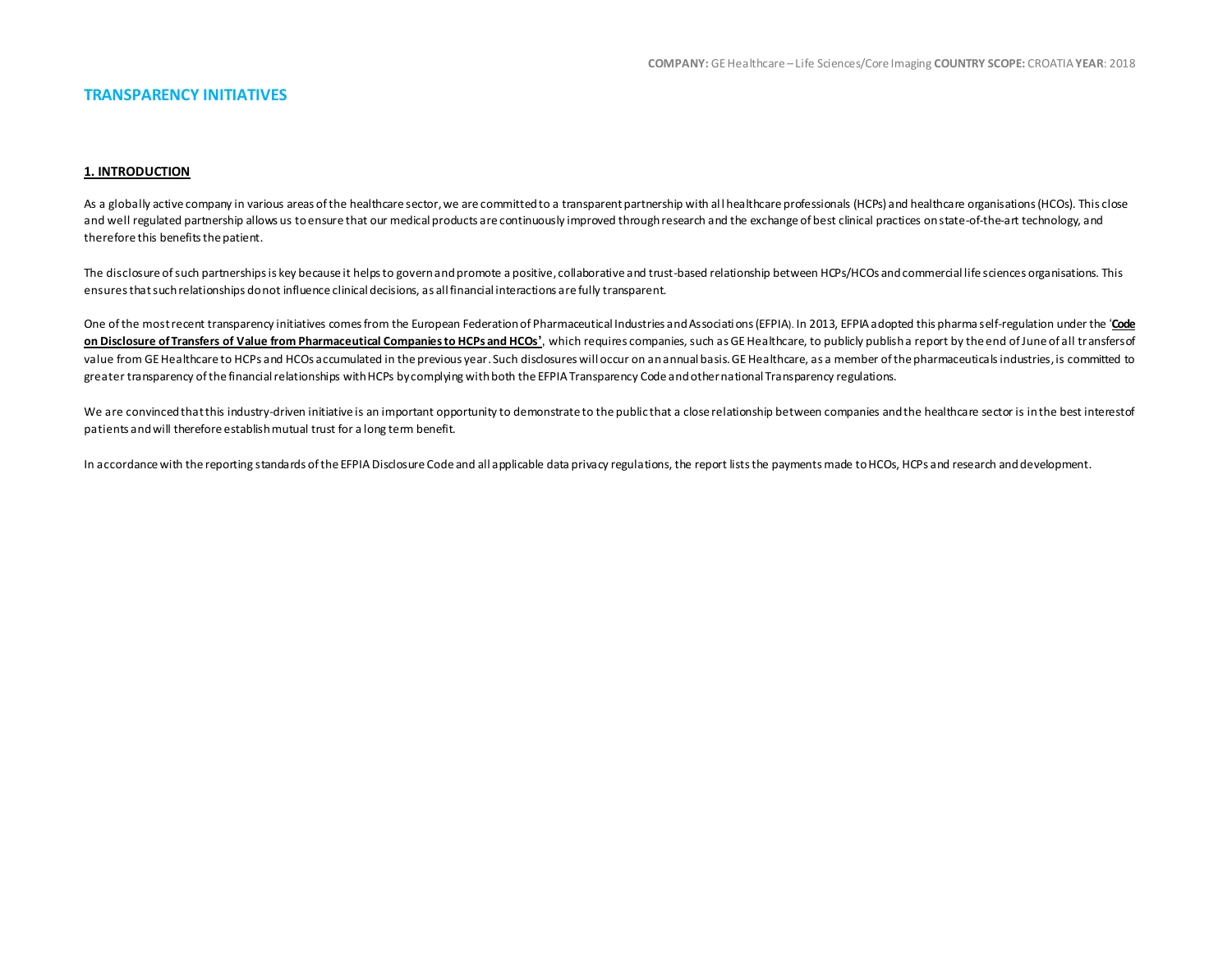**COMPANY:** GE Healthcare – Life Sciences/Core Imaging **COUNTRY SCOPE:** CROATIA **YEAR**: 2018

## TRANSPARENCY INITIATIVES

### 1. INTRODUCTION

As a globally active company in various areas of the healthcare sector, we are committed to a transparent partnership with all healthcare professionals (HCPs) and healthcare organisations (HCOs). This close and well regulated partnership allows us to ensure that our medical products are continuously improved through research and the exchange of best clinical practices on state-of-the-art technology, and therefore this benefits the patient.

The disclosure of such partnerships is key because it helps to govern and promote a positive, collaborative and trust-based relationship between HCPs/HCOs and commercial life sciences organisations. This ensures that such relationships do not influence clinical decisions, as all financial interactions are fully transparent.

One of the most recent transparency initiatives comes from the European Federation of Pharmaceutical Industries and Associations (EFPIA). In 2013, EFPIA adopted this pharma self-regulation under the '**Code on Disclosure of Transfers of Value from Pharmaceutical Companies to HCPs and HCOs'**, which requires companies, such as GE Healthcare, to publicly publish a report by the end of June of all transfers of value from GE Healthcare to HCPs and HCOs accumulated in the previous year. Such disclosures will occur on an annual basis. GE Healthcare, as a member of the pharmaceuticals industries, is committed to greater transparency of the financial relationships with HCPs by complying with both the EFPIA Transparency Code and other national Transparency regulations.

We are convinced that this industry-driven initiative is an important opportunity to demonstrate to the public that a close relationship between companies and the healthcare sector is in the best interest of patients and will therefore establish mutual trust for a long term benefit.

In accordance with the reporting standards of the EFPIA Disclosure Code and all applicable data privacy regulations, the report lists the payments made to HCOs, HCPs and research and development.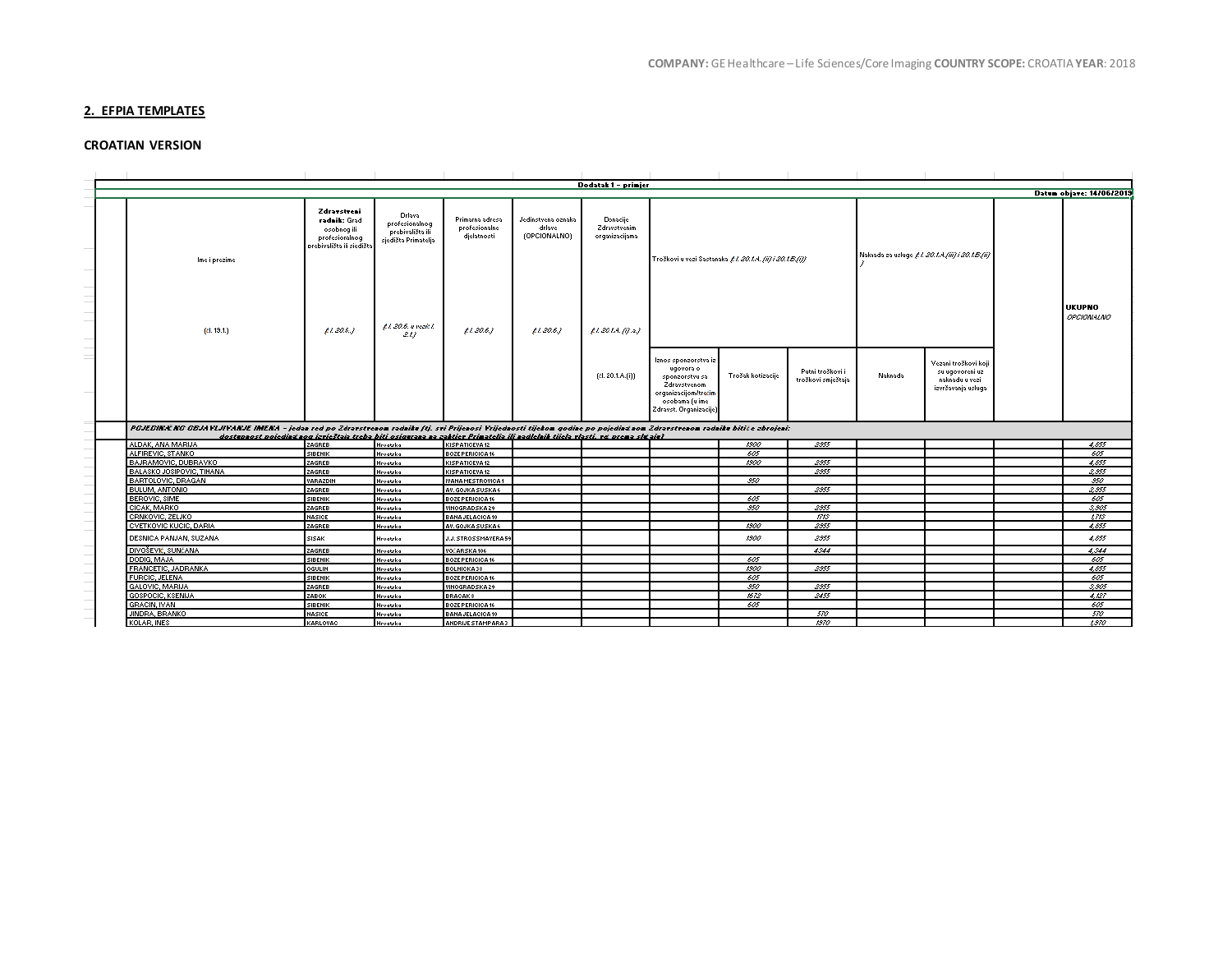## 2. EFPIA TEMPLATES

### CROATIAN VERSION

**Dodatak 1 – primjer**

**Datum objave: 14/06/2019**

| Ime i prezime (čl. 19.1.) | **Zdravstveni radnik:** Grad osobnog ili profesionalnog prebivališta ili sjedišta (čl. 20.5.) | Država profesionalnog prebivališta ili sjedišta Primatelja (čl. 20.6. u vezi čl. 2.1.) | Primarna adresa profesionalne djelatnosti (čl. 20.6.) | Jedinstvena oznaka države (OPCIONALNO) (čl. 20.6.) | Donacije Zdravstvenim organizacijama (čl. 20.1.A. (i) a.) | Troškovi u vezi Sastanaka (čl. 20.1.A. (ii) i 20.1.B.(i)) | | | Naknada za usluge (čl. 20.1.A.(iii) i 20.1.B.(ii)) | | | **UKUPNO** *OPCIONALNO* |
|---|---|---|---|---|---|---|---|---|---|---|---|---|
| | | | | | (čl. 20.1.A.(i)) | Iznos sponzorstva iz ugovora o sponzorstvu sa Zdravstvenom organizacijom/trećim osobama (u ime Zdravst. Organizacije) | Trošak kotizacije | Putni troškovi i troškovi smještaja | Naknada | Vezani troškovi koji su ugovoreni uz naknadu u vezi izvršavanja usluga | | |
| ***POJEDINAČNO OBJAVLJIVANJE IMENA** – jedan red po Zdravstvenom radniku (tj. svi Prijenosi Vrijednosti tijekom godine po pojedinačnom Zdravstvenom radniku bit će zbrojeni: dostupnost pojedinačnog izvještaja treba biti osigurana za zahtjev Primatelja ili nadležnih tijela vlasti, po prema potrebi)* | | | | | | | | | | | | |
| ALDAK, ANA MARIJA | ZAGREB | Hrvatska | KISPATICEVA 12 | | | | 1900 | 2955 | | | | 4,855 |
| ALFIREVIC, STANKO | SIBENIK | Hrvatska | BOZE PERICICA 16 | | | | 605 | | | | | 605 |
| BAJRAMOVIC, DUBRAVKO | ZAGREB | Hrvatska | KISPATICEVA 12 | | | | 1900 | 2955 | | | | 4,855 |
| BALASKO JOSIPOVIC, TIHANA | ZAGREB | Hrvatska | KISPATICEVA 12 | | | | | 2955 | | | | 2,955 |
| BARTOLOVIC, DRAGAN | VARAZDIN | Hrvatska | IVANA MESTROVICA 1 | | | | 350 | | | | | 350 |
| BULUM, ANTONIO | ZAGREB | Hrvatska | AV. GOJKA SUSKA 6 | | | | | 2955 | | | | 2,955 |
| BEROVIC, SIME | SIBENIK | Hrvatska | BOZE PERICICA 16 | | | | 605 | | | | | 605 |
| CICAK, MARKO | ZAGREB | Hrvatska | VINOGRADSKA 29 | | | | 350 | 2955 | | | | 3,305 |
| CRNKOVIC, ZELJKO | NASICE | Hrvatska | BANA JELACICA 10 | | | | | 1713 | | | | 1,713 |
| CVETKOVIC KUCIC, DARIA | ZAGREB | Hrvatska | AV. GOJKA SUSKA 6 | | | | 1900 | 2955 | | | | 4,855 |
| DESNICA PANJAN, SUZANA | SISAK | Hrvatska | J.J. STROSSMAYERA 59 | | | | 1900 | 2955 | | | | 4,855 |
| DIVOŠEVIĆ, SUNČANA | ZAGREB | Hrvatska | VOCARSKA 106 | | | | | 4344 | | | | 4,344 |
| DODIG, MAJA | SIBENIK | Hrvatska | BOZE PERICICA 16 | | | | 605 | | | | | 605 |
| FRANCETIC, JADRANKA | OGULIN | Hrvatska | BOLNICKA 38 | | | | 1900 | 2955 | | | | 4,855 |
| FURCIC, JELENA | SIBENIK | Hrvatska | BOZE PERICICA 16 | | | | 605 | | | | | 605 |
| GALOVIC, MARIJA | ZAGREB | Hrvatska | VINOGRADSKA 29 | | | | 350 | 2955 | | | | 3,305 |
| GOSPOCIC, KSENIJA | ZABOK | Hrvatska | BRACAK 8 | | | | 1672 | 2455 | | | | 4,127 |
| GRACIN, IVAN | SIBENIK | Hrvatska | BOZE PERICICA 16 | | | | 605 | | | | | 605 |
| JINDRA, BRANKO | NASICE | Hrvatska | BANA JELACICA 10 | | | | | 570 | | | | 570 |
| KOLAR, INES | KARLOVAC | Hrvatska | ANDRIJE STAMPARA 3 | | | | | 1970 | | | | 1,970 |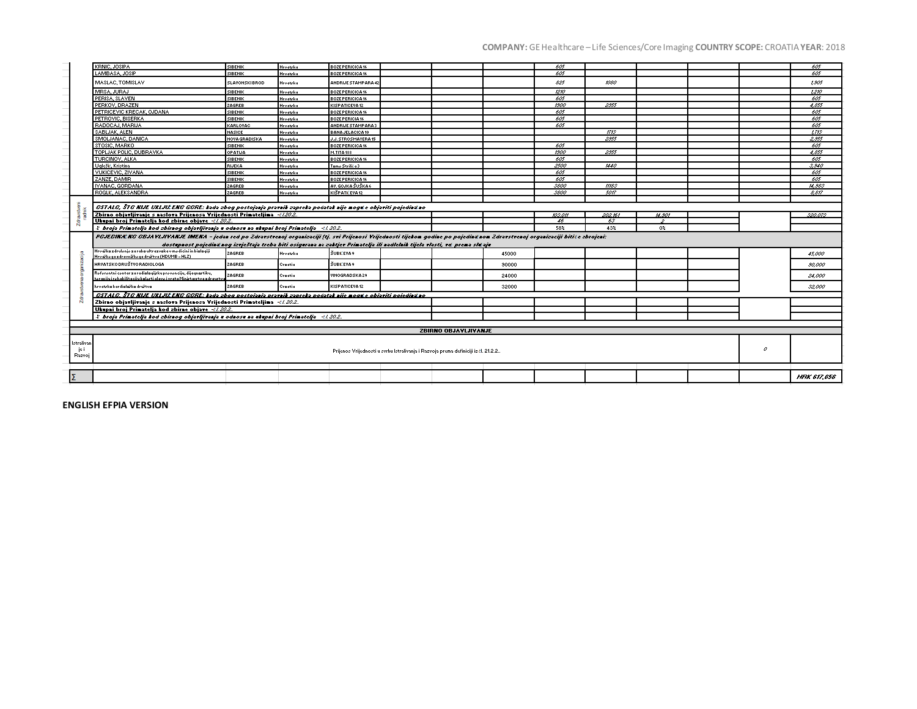**COMPANY:** GE Healthcare – Life Sciences/Core Imaging **COUNTRY SCOPE:** CROATIA **YEAR**: 2018

| | | | | | | | | | | | | | | |
|---|---|---|---|---|---|---|---|---|---|---|---|---|---|---|
| | KRNIC, JOSIPA | SIBENIK | Hrvatska | BOZE PERICICA 16 | | | | 605 | | | | | | 605 |
| | LAMBASA, JOSIP | SIBENIK | Hrvatska | BOZE PERICICA 16 | | | | 605 | | | | | | 605 |
| | MASLAC, TOMISLAV | SLAVONSKI BROD | Hrvatska | ANDRIJE STAMPARA 42 | | | | 825 | 1080 | | | | | 1,905 |
| | MRSA, JURAJ | SIBENIK | Hrvatska | BOZE PERICICA 16 | | | | 1210 | | | | | | 1,210 |
| | PERISA, SLAVEN | SIBENIK | Hrvatska | BOZE PERICICA 16 | | | | 605 | | | | | | 605 |
| | PERKOV, DRAZEN | ZAGREB | Hrvatska | KISPATICEVA 12 | | | | 1300 | 3555 | | | | | 4,855 |
| | PETRICEVIC KRECAK, OJDANA | SIBENIK | Hrvatska | BOZE PERICICA 16 | | | | 605 | | | | | | 605 |
| | PETROVIC, BISERKA | SIBENIK | Hrvatska | BOZE PERICICA 16 | | | | 605 | | | | | | 605 |
| | RADOCAJ, MARIJA | KARLOVAC | Hrvatska | ANDRIJE STAMPARA 3 | | | | 605 | | | | | | 605 |
| | SABLJAK, ALEN | NASICE | Hrvatska | BANA JELACICA 10 | | | | | 1715 | | | | | 1,715 |
| | SMOLJANAC, DANICA | NOVA GRADISKA | Hrvatska | J.J. STROSMAYERA 15 | | | | | 2355 | | | | | 2,355 |
| | STOSIC, MARKO | SIBENIK | Hrvatska | BOZE PERICICA 16 | | | | 605 | | | | | | 605 |
| | TOPLJAK POLIC, DUBRAVKA | OPATIJA | Hrvatska | M.TITA 188 | | | | 1300 | 3555 | | | | | 4,855 |
| | TURCINOV, ALKA | SIBENIK | Hrvatska | BOZE PERICICA 16 | | | | 605 | | | | | | 605 |
| | Uglešić, Kristina | RIJEKA | Hrvatska | Tome Strižića 3 | | | | 2500 | 1440 | | | | | 3,940 |
| | VUKICEVIC, ZIVANA | SIBENIK | Hrvatska | BOZE PERICICA 16 | | | | 605 | | | | | | 605 |
| | ZANZE, DAMIR | SIBENIK | Hrvatska | BOZE PERICICA 16 | | | | 605 | | | | | | 605 |
| | IVANAC, GORDANA | ZAGREB | Hrvatska | AV. GOJKA ŠUŠKA 6 | | | | 3800 | 11163 | | | | | 14,963 |
| | ROGLIĆ, ALEKSANDRA | ZAGREB | Hrvatska | KIŠPATIĆEVA 12 | | | | 3800 | 5017 | | | | | 8,817 |
| Zdravstveni radnik | *OSTALO, ŠTO NIJE UKLJUČENO GORE: kada zbog postojanja pravnih zapreka podatak nije moguće objaviti pojedinačno* | | | | | | | | | | | | | |
| | **Zbirno objavljivanje s naslova Prijenosa Vrijednosti Primateljima** - čl.20.2. | | | | | | | 103,011 | 202,161 | 14,501 | | | | 320,073 |
| | **Ukupni broj Primatelja kod zbirne objave** - čl.20.2. | | | | | | | 46 | 63 | 2 | | | | |
| | *% broja Primatelja kod zbirnog objavljivanja u odnosu na ukupni broj Primatelja* - čl.20.2. | | | | | | | 58% | 43% | 0% | | | | |
| | *POJEDINAČNO OBJAVLJIVANJE IMENA - jedan red po Zdravstvenoj organizaciji (tj. svi Prijenosi Vrijednosti tijekom godine po pojedinačnom Zdravstvenoj organizaciji biti će zbrojeni: dostupnost pojedinačnog izvještaja treba biti osigurana na zahtjev Primatelja ili nadležnih tijela vlasti, već prema slučaju* | | | | | | | | | | | | | |
| Zdravstvena organizacija | Hrvatsko društvo za ultrazvuk u medicini i biologiji Hrvatskoga liječničkog društva (HDUMB - HLZ) | ZAGREB | Hrvatska | ŠUBIĆEVA 9 | | | 45000 | | | | | | | 45,000 |
| | HRVATSKO DRUŠTVO RADIOLOGA | ZAGREB | Croatia | ŠUBIĆEVA 9 | | | 90000 | | | | | | | 90,000 |
| | Referentni centar za radiološku prevenciju, dijagnostiku, terapiju i rehabilitaciju bolesti glave i vrata Ministarstva zdravstva | ZAGREB | Croatia | VINOGRADSKA 29 | | | 24000 | | | | | | | 24,000 |
| | hrvatsko kardiološko društvo | ZAGREB | Croatia | KISPATICEVA 12 | | | 32000 | | | | | | | 32,000 |
| | *OSTALO, ŠTO NIJE UKLJUČENO GORE: kada zbog postojanja pravnih zapreka podatak nije moguće objaviti pojedinačno* | | | | | | | | | | | | | |
| | **Zbirno objavljivanje s naslova Prijenosa Vrijednosti Primateljima** - čl.20.2. | | | | | | | | | | | | | |
| | **Ukupni broj Primatelja kod zbirne objave** - čl.20.2. | | | | | | | | | | | | | |
| | *% broja Primatelja kod zbirnog objavljivanja u odnosu na ukupni broj Primatelja* - čl.20.2. | | | | | | | | | | | | | |
| | **ZBIRNO OBJAVLJIVANJE** | | | | | | | | | | | | | |
| Istraživanje i Razvoj | Prijenos Vrijednosti u svrhu Istraživanja i Razvoja prema definiciji iz čl. 21.2.2.. | | | | | | | | | | | | 0 | |
| ∑ | | | | | | | | | | | | | | **HRK 617,656** |

**ENGLISH EFPIA VERSION**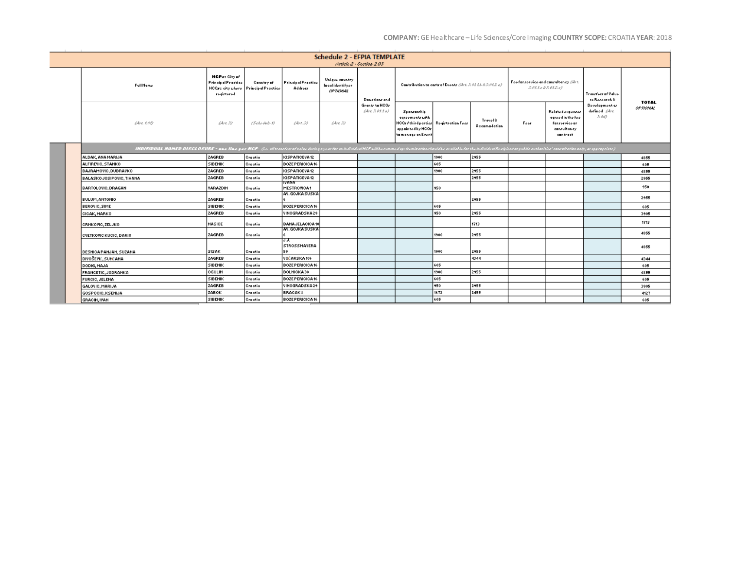COMPANY: GE Healthcare – Life Sciences/Core Imaging COUNTRY SCOPE: CROATIA YEAR: 2018

## Schedule 2 - EFPIA TEMPLATE

*Article 2 - Section 2.03*

| Full Name | HCPs: City of Principal Practice HCOs: city where registered | Country of Principal Practice | Principal Practice Address | Unique country local identifyer OPTIONAL | Donations and Grants to HCOs (Art. 3.01.1.a) | Contribution to costs of Events (Art. 3.01.1.b & 3.01.2.a) | | | Fee for service and consultancy (Art. 3.01.1.c & 3.01.2.c) | | Transfers of Value re Research & Development as defined (Art. 3.04) | TOTAL OPTIONAL |
|---|---|---|---|---|---|---|---|---|---|---|---|---|
| | | | | | | Sponsorship agreements with HCOs / third parties appointed by HCOs to manage an Event | Registration Fees | Travel & Accomodation | Fees | Related expenses agreed in the fee for service or consultancy contract | | |
| (Art. 1.01) | (Art. 3) | (Schedule 1) | (Art. 3) | (Art. 3) | | | | | | | | |
| **INDIVIDUAL NAMED DISCLOSURE - one line per HCP** (i.e. all transfers of value during a year for an individual HCP will be summed up: itemization should be available for the individual Recipient or public authorities' consultation only, as appropriate) | | | | | | | | | | | | |
| ALDAK, ANA MARIJA | ZAGREB | Croatia | KISPATICEVA 12 | | | | 1900 | 2955 | | | | 4855 |
| ALFIREVIC, STANKO | SIBENIK | Croatia | BOZE PERICICA 16 | | | | 605 | | | | | 605 |
| BAJRAMOVIC, DUBRAVKO | ZAGREB | Croatia | KISPATICEVA 12 | | | | 1900 | 2955 | | | | 4855 |
| BALASKO JOSIPOVIC, TIHANA | ZAGREB | Croatia | KISPATICEVA 12 | | | | | 2955 | | | | 2955 |
| BARTOLOVIC, DRAGAN | VARAZDIN | Croatia | IVANA MESTROVICA 1 | | | | 950 | | | | | 950 |
| BULUM, ANTONIO | ZAGREB | Croatia | AV. GOJKA SUSKA 6 | | | | | 2955 | | | | 2955 |
| BEROVIC, SIME | SIBENIK | Croatia | BOZE PERICICA 16 | | | | 605 | | | | | 605 |
| CICAK, MARKO | ZAGREB | Croatia | VINOGRADSKA 29 | | | | 950 | 2955 | | | | 3905 |
| CRNKOVIC, ZELJKO | NASICE | Croatia | BANA JELACICA 10 | | | | | 1713 | | | | 1713 |
| CVETKOVIC KUCIC, DARIA | ZAGREB | Croatia | AV. GOJKA SUSKA 6 | | | | 1900 | 2955 | | | | 4855 |
| DESNICA PANJAN, SUZANA | SISAK | Croatia | J.J. STROSSMAYERA 59 | | | | 1900 | 2955 | | | | 4855 |
| DIVOŠEVI, SUNANA | ZAGREB | Croatia | VOARSKA 106 | | | | | 4344 | | | | 4344 |
| DODIG, MAJA | SIBENIK | Croatia | BOZE PERICICA 16 | | | | 605 | | | | | 605 |
| FRANCETIC, JADRANKA | OGULIN | Croatia | BOLNICKA 38 | | | | 1900 | 2955 | | | | 4855 |
| FURCIC, JELENA | SIBENIK | Croatia | BOZE PERICICA 16 | | | | 605 | | | | | 605 |
| GALOVIC, MARIJA | ZAGREB | Croatia | VINOGRADSKA 29 | | | | 950 | 2955 | | | | 3905 |
| GOSPOCIC, KSENIJA | ZABOK | Croatia | BRACAK 8 | | | | 1672 | 2455 | | | | 4127 |
| GRACIN, IVAN | SIBENIK | Croatia | BOZE PERICICA 16 | | | | 605 | | | | | 605 |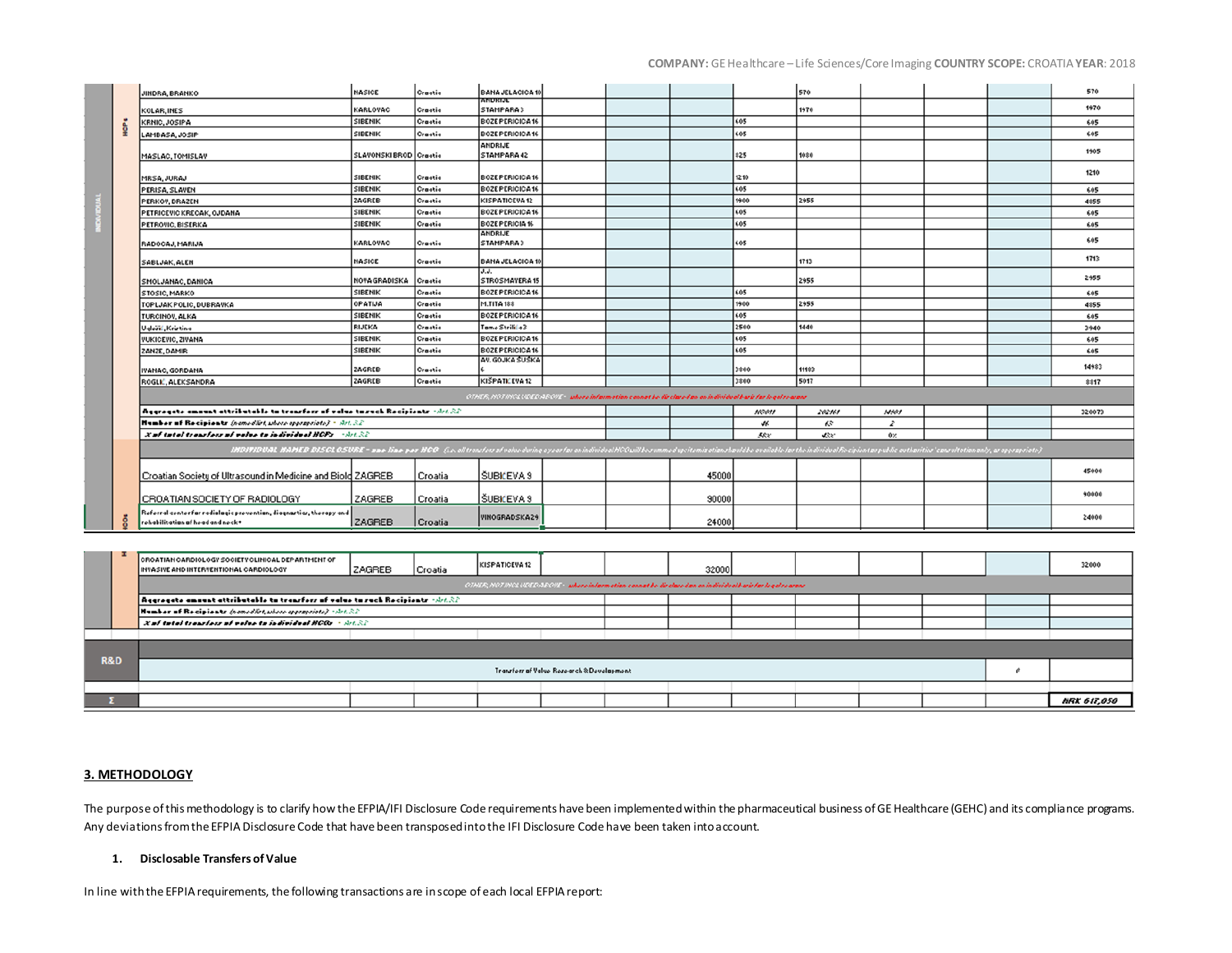| | | | | | | | | | | | | | | | |
|---|---|---|---|---|---|---|---|---|---|---|---|---|---|---|---|
| INDIVIDUAL | HCPs | JINDRA, BRANKO | NASICE | Croatia | BANA JELACICA 10 | | | | | 570 | | | | | 570 |
| | | KOLAR, INES | KARLOVAC | Croatia | ANDRIJE STAMPARA 3 | | | | | 1970 | | | | | 1970 |
| | | KRNIC, JOSIPA | SIBENIK | Croatia | BOZE PERICICA 16 | | | | 605 | | | | | | 605 |
| | | LAMBASA, JOSIP | SIBENIK | Croatia | BOZE PERICICA 16 | | | | 605 | | | | | | 605 |
| | | MASLAC, TOMISLAV | SLAVONSKI BROD | Croatia | ANDRIJE STAMPARA 42 | | | | 825 | 1080 | | | | | 1905 |
| | | MRSA, JURAJ | SIBENIK | Croatia | BOZE PERICICA 16 | | | | 1210 | | | | | | 1210 |
| | | PERISA, SLAVEN | SIBENIK | Croatia | BOZE PERICICA 16 | | | | 605 | | | | | | 605 |
| | | PERKOV, DRAZEN | ZAGREB | Croatia | KISPATICEVA 12 | | | | 1900 | 2955 | | | | | 4855 |
| | | PETRICEVIC KRECAK, OJDANA | SIBENIK | Croatia | BOZE PERICICA 16 | | | | 605 | | | | | | 605 |
| | | PETROVIC, BISERKA | SIBENIK | Croatia | BOZE PERICIA 16 | | | | 605 | | | | | | 605 |
| | | RADOCAJ, MARIJA | KARLOVAC | Croatia | ANDRIJE STAMPARA 3 | | | | 605 | | | | | | 605 |
| | | SABLJAK, ALEN | NASICE | Croatia | BANA JELACICA 10 | | | | | 1713 | | | | | 1713 |
| | | SMOLJANAC, DANICA | NOVA GRADISKA | Croatia | J.J. STROSMAYERA 15 | | | | | 2955 | | | | | 2955 |
| | | STOSIC, MARKO | SIBENIK | Croatia | BOZE PERICICA 16 | | | | 605 | | | | | | 605 |
| | | TOPLJAK POLIC, DUBRAVKA | OPATIJA | Croatia | M.TITA 188 | | | | 1900 | 2955 | | | | | 4855 |
| | | TURCINOV, ALKA | SIBENIK | Croatia | BOZE PERICICA 16 | | | | 605 | | | | | | 605 |
| | | Uglešić, Kristina | RIJEKA | Croatia | Tome Strižića 3 | | | | 2500 | 1440 | | | | | 3940 |
| | | VUKICEVIC, ZIVANA | SIBENIK | Croatia | BOZE PERICICA 16 | | | | 605 | | | | | | 605 |
| | | ZANZE, DAMIR | SIBENIK | Croatia | BOZE PERICICA 16 | | | | 605 | | | | | | 605 |
| | | IVANAC, GORDANA | ZAGREB | Croatia | AV. GOJKA ŠUŠKA 6 | | | | 3000 | 11183 | | | | | 14983 |
| | | ROGLIĆ, ALEKSANDRA | ZAGREB | Croatia | KIŠPATIĆEVA 12 | | | | 3800 | 5017 | | | | | 8817 |
| | | OTHER, NOT INCLUDED ABOVE - where information cannot be disclosed on an individual basis for legal reasons | | | | | | | | | | | | | |
| | | Aggregate amount attributable to transfers of value to such Recipients - Art. 3.2 | | | | | | | 103011 | 202161 | 14901 | | | | 320073 |
| | | Number of Recipients (named list, where appropriate) - Art. 3.2 | | | | | | | 46 | 63 | 2 | | | | |
| | | % of total transfers of value to individual HCPs - Art. 3.2 | | | | | | | 56% | 43% | 0% | | | | |
| | | INDIVIDUAL NAMED DISCLOSURE - one line per HCO (i.e. all transfers of value during a year for an individual HCO will be summed up: itemization should be available for the individual Recipient or public authorities' consultation only, as appropriate) | | | | | | | | | | | | | |
| | HCOs | Croatian Society of Ultrasound in Medicine and Biolo | ZAGREB | Croatia | ŠUBIĆEVA 9 | | | 45000 | | | | | | | 45000 |
| | | CROATIAN SOCIETY OF RADIOLOGY | ZAGREB | Croatia | ŠUBIĆEVA 9 | | | 90000 | | | | | | | 90000 |
| | | Referral center for radiologic prevention, diagnostics, therapy and rehabilitation of head and neck* | ZAGREB | Croatia | VINOGRADSKA 29 | | | 24000 | | | | | | | 24000 |
| | | CROATIAN CARDIOLOGY SOCIETY CLINICAL DEPARTMENT OF INVASIVE AND INTERVENTIONAL CARDIOLOGY | ZAGREB | Croatia | KISPATICEVA 12 | | | 32000 | | | | | | | 32000 |
| | | OTHER, NOT INCLUDED ABOVE - where information cannot be disclosed on an individual basis for legal reasons | | | | | | | | | | | | | |
| | | Aggregate amount attributable to transfers of value to such Recipients - Art. 3.2 | | | | | | | | | | | | | |
| | | Number of Recipients (named list, where appropriate) - Art. 3.2 | | | | | | | | | | | | | |
| | | % of total transfers of value to individual HCOs - Art. 3.2 | | | | | | | | | | | | | |
| R&D | | Transfers of Value Research & Development | | | | | | | | | | | | 0 | |
| Σ | | | | | | | | | | | | | | | HRK 617,050 |

## 3. METHODOLOGY

The purpose of this methodology is to clarify how the EFPIA/IFI Disclosure Code requirements have been implemented within the pharmaceutical business of GE Healthcare (GEHC) and its compliance programs. Any deviations from the EFPIA Disclosure Code that have been transposed into the IFI Disclosure Code have been taken into account.

### 1. Disclosable Transfers of Value

In line with the EFPIA requirements, the following transactions are in scope of each local EFPIA report: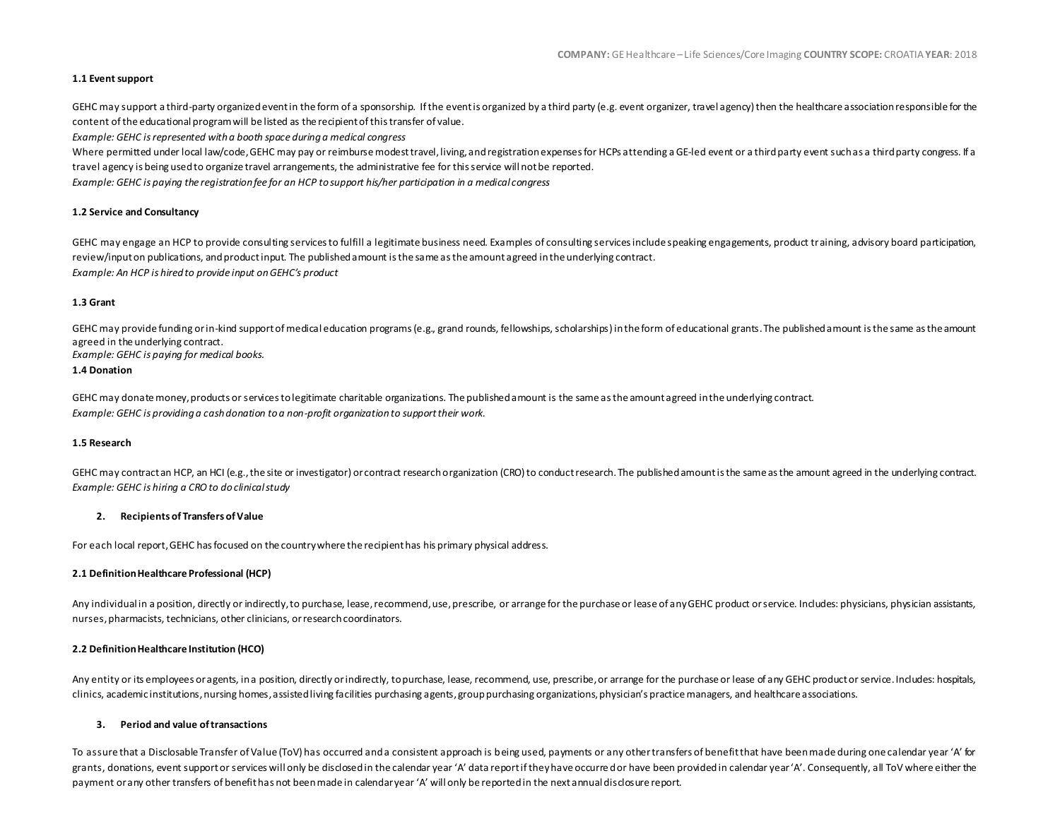### 1.1 Event support

GEHC may support a third-party organized event in the form of a sponsorship. If the event is organized by a third party (e.g. event organizer, travel agency) then the healthcare association responsible for the content of the educational program will be listed as the recipient of this transfer of value.

*Example: GEHC is represented with a booth space during a medical congress*

Where permitted under local law/code, GEHC may pay or reimburse modest travel, living, and registration expenses for HCPs attending a GE-led event or a third party event such as a third party congress. If a travel agency is being used to organize travel arrangements, the administrative fee for this service will not be reported.

*Example: GEHC is paying the registration fee for an HCP to support his/her participation in a medical congress*

### 1.2 Service and Consultancy

GEHC may engage an HCP to provide consulting services to fulfill a legitimate business need. Examples of consulting services include speaking engagements, product training, advisory board participation, review/input on publications, and product input. The published amount is the same as the amount agreed in the underlying contract.

*Example: An HCP is hired to provide input on GEHC's product*

### 1.3 Grant

GEHC may provide funding or in-kind support of medical education programs (e.g., grand rounds, fellowships, scholarships) in the form of educational grants. The published amount is the same as the amount agreed in the underlying contract.

*Example: GEHC is paying for medical books.*

### 1.4 Donation

GEHC may donate money, products or services to legitimate charitable organizations. The published amount is the same as the amount agreed in the underlying contract.

*Example: GEHC is providing a cash donation to a non-profit organization to support their work.*

### 1.5 Research

GEHC may contract an HCP, an HCI (e.g., the site or investigator) or contract research organization (CRO) to conduct research. The published amount is the same as the amount agreed in the underlying contract.

*Example: GEHC is hiring a CRO to do clinical study*

## 2. Recipients of Transfers of Value

For each local report, GEHC has focused on the country where the recipient has his primary physical address.

### 2.1 Definition Healthcare Professional (HCP)

Any individual in a position, directly or indirectly, to purchase, lease, recommend, use, prescribe, or arrange for the purchase or lease of any GEHC product or service. Includes: physicians, physician assistants, nurses, pharmacists, technicians, other clinicians, or research coordinators.

### 2.2 Definition Healthcare Institution (HCO)

Any entity or its employees or agents, in a position, directly or indirectly, to purchase, lease, recommend, use, prescribe, or arrange for the purchase or lease of any GEHC product or service. Includes: hospitals, clinics, academic institutions, nursing homes, assisted living facilities purchasing agents, group purchasing organizations, physician's practice managers, and healthcare associations.

## 3. Period and value of transactions

To assure that a Disclosable Transfer of Value (ToV) has occurred and a consistent approach is being used, payments or any other transfers of benefit that have been made during one calendar year 'A' for grants, donations, event support or services will only be disclosed in the calendar year 'A' data report if they have occurred or have been provided in calendar year 'A'. Consequently, all ToV where either the payment or any other transfers of benefit has not been made in calendar year 'A' will only be reported in the next annual disclosure report.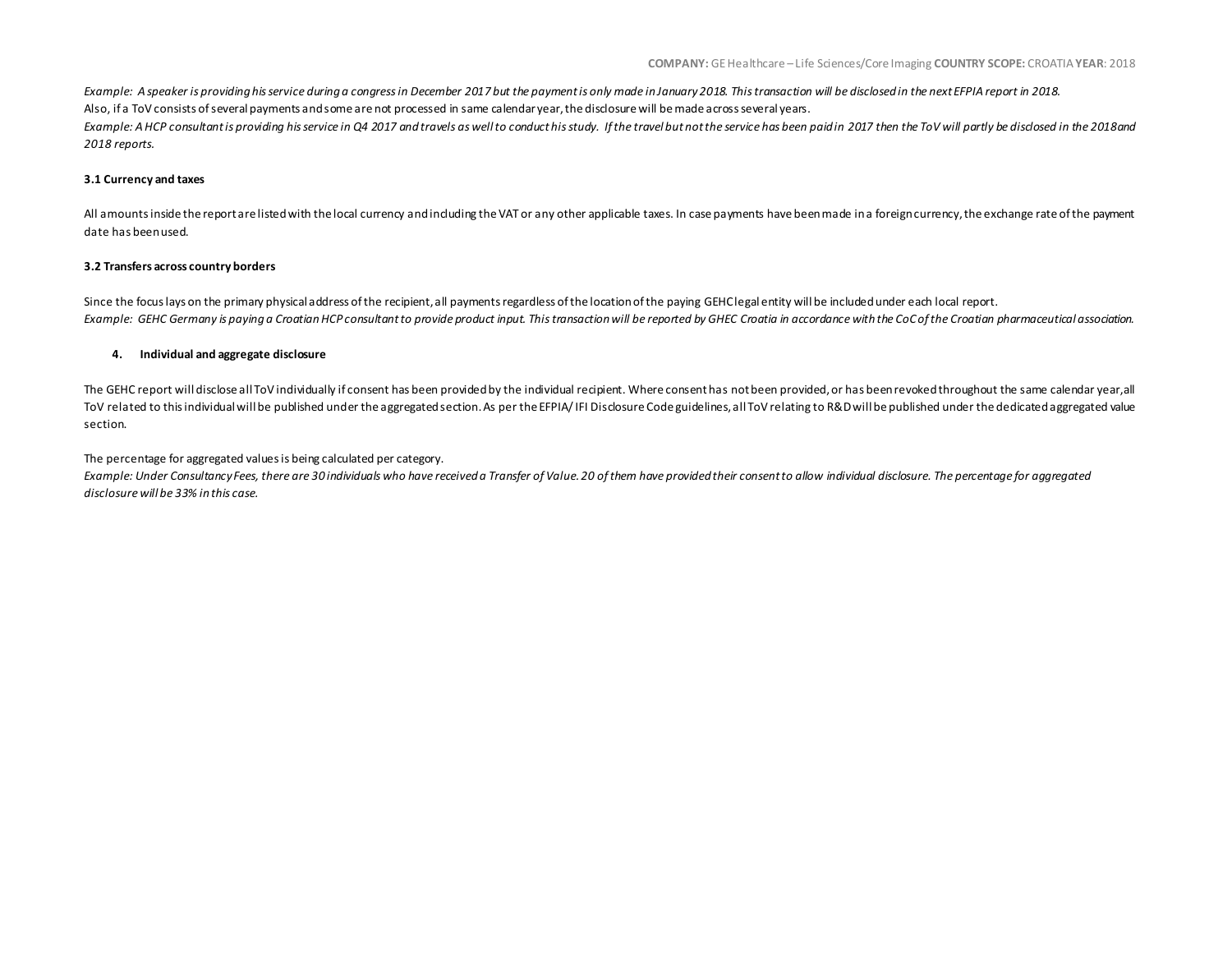*Example: A speaker is providing his service during a congress in December 2017 but the payment is only made in January 2018. This transaction will be disclosed in the next EFPIA report in 2018.*
Also, if a ToV consists of several payments and some are not processed in same calendar year, the disclosure will be made across several years.
*Example: A HCP consultant is providing his service in Q4 2017 and travels as well to conduct his study. If the travel but not the service has been paid in 2017 then the ToV will partly be disclosed in the 2018and 2018 reports.*

**3.1 Currency and taxes**

All amounts inside the report are listed with the local currency and including the VAT or any other applicable taxes. In case payments have been made in a foreign currency, the exchange rate of the payment date has been used.

**3.2 Transfers across country borders**

Since the focus lays on the primary physical address of the recipient, all payments regardless of the location of the paying GEHC legal entity will be included under each local report.
*Example: GEHC Germany is paying a Croatian HCP consultant to provide product input. This transaction will be reported by GHEC Croatia in accordance with the CoC of the Croatian pharmaceutical association.*

**4. Individual and aggregate disclosure**

The GEHC report will disclose all ToV individually if consent has been provided by the individual recipient. Where consent has not been provided, or has been revoked throughout the same calendar year, all ToV related to this individual will be published under the aggregated section. As per the EFPIA/ IFI Disclosure Code guidelines, all ToV relating to R&D will be published under the dedicated aggregated value section.

The percentage for aggregated values is being calculated per category.
*Example: Under Consultancy Fees, there are 30 individuals who have received a Transfer of Value. 20 of them have provided their consent to allow individual disclosure. The percentage for aggregated disclosure will be 33% in this case.*